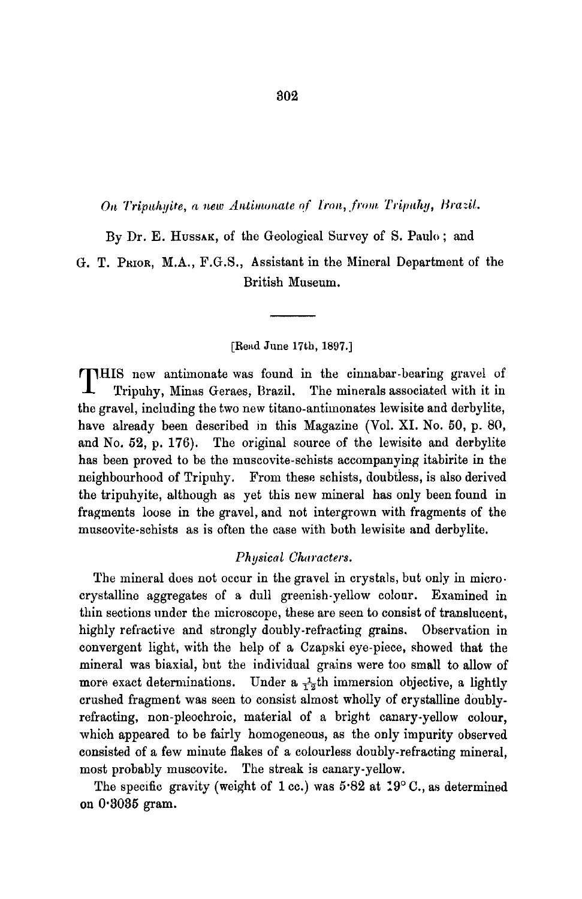## *On Tripuhyite, a new Antimonate of Iron, from Tripuhy, Brazil.*

By Dr. E. Hussak, of the Geological Survey of S. Paulo; and

G. T. Prior, M.A., F.G.S., Assistant in the Mineral Department of the British Museum.

[Read June 17th, 1897.]

This new antimonate was found in the cinnabar-bearing gravel of Tripuhy, Minas Geraes, Brazil. The minerals associated with it in the gravel, including the two new titano-antimonates lewisite and derbylite, have already been described in this Magazine (Vol. XI. No. 50, p. 80, and No. 52, p. 176). The original source of the lewisite and derbylite has been proved to be the muscovite-schists accompanying itabirite in the neighbourhood of Tripuhy. From these schists, doubtless, is also derived the tripuhyite, although as yet this new mineral has only been found in fragments loose in the gravel, and not intergrown with fragments of the muscovite-schists as is often the case with both lewisite and derbylite.

### *Physical Characters.*

The mineral does not occur in the gravel in crystals, but only in micro-crystalline aggregates of a dull greenish-yellow colour. Examined in thin sections under the microscope, these are seen to consist of translucent, highly refractive and strongly doubly-refracting grains. Observation in convergent light, with the help of a Czapski eye-piece, showed that the mineral was biaxial, but the individual grains were too small to allow of more exact determinations. Under a $\frac{1}{12}$th immersion objective, a lightly crushed fragment was seen to consist almost wholly of crystalline doubly-refracting, non-pleochroic, material of a bright canary-yellow colour, which appeared to be fairly homogeneous, as the only impurity observed consisted of a few minute flakes of a colourless doubly-refracting mineral, most probably muscovite. The streak is canary-yellow.

The specific gravity (weight of 1 cc.) was 5·82 at 19° C., as determined on 0·3035 gram.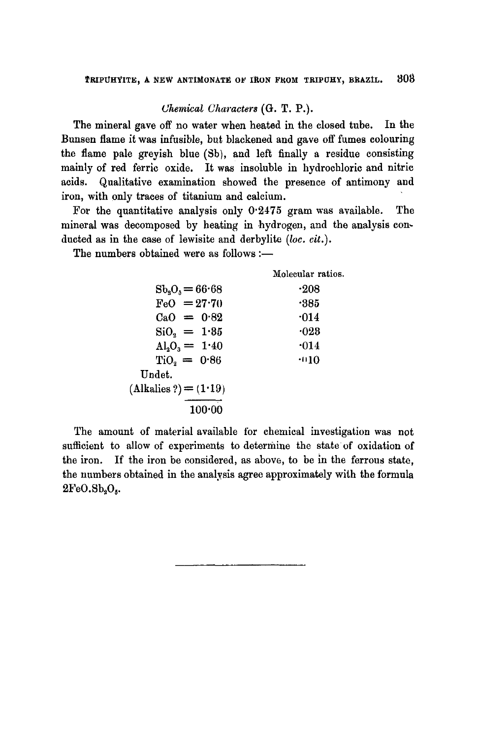*Chemical Characters* (G. T. P.).

The mineral gave off no water when heated in the closed tube. In the Bunsen flame it was infusible, but blackened and gave off fumes colouring the flame pale greyish blue (Sb), and left finally a residue consisting mainly of red ferric oxide. It was insoluble in hydrochloric and nitric acids. Qualitative examination showed the presence of antimony and iron, with only traces of titanium and calcium.

For the quantitative analysis only 0·2475 gram was available. The mineral was decomposed by heating in hydrogen, and the analysis conducted as in the case of lewisite and derbylite (*loc. cit.*).

The numbers obtained were as follows :—

| | | Molecular ratios. |
|---|---|---|
| $Sb_2O_5$ | = 66·68 | ·208 |
| FeO | = 27·70 | ·385 |
| CaO | = 0·82 | ·014 |
| $SiO_2$ | = 1·35 | ·023 |
| $Al_2O_3$ | = 1·40 | ·014 |
| $TiO_2$ | = 0·86 | ·010 |
| Undet. (Alkalies ?) | = (1·19) | |
| | 100·00 | |

The amount of material available for chemical investigation was not sufficient to allow of experiments to determine the state of oxidation of the iron. If the iron be considered, as above, to be in the ferrous state, the numbers obtained in the analysis agree approximately with the formula $2FeO.Sb_2O_5$.